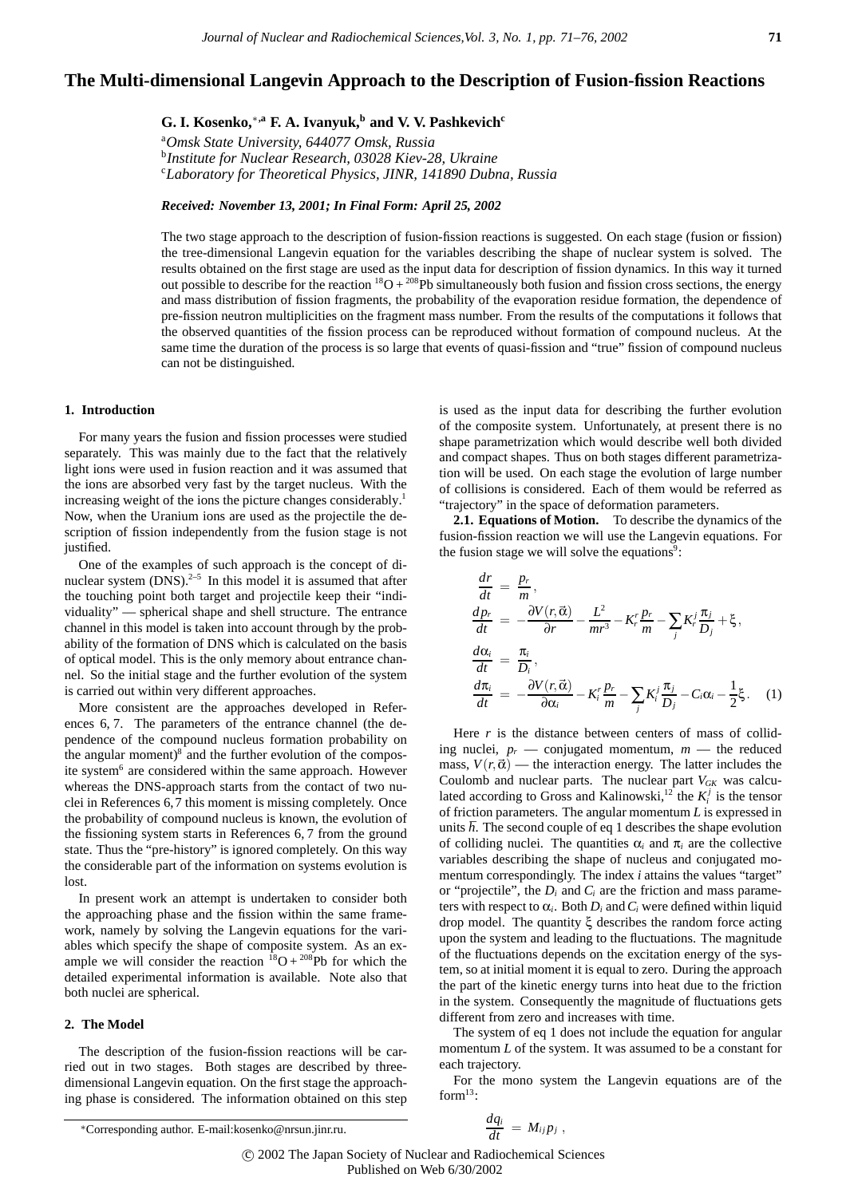# The Multi-dimensional Langevin Approach to the Description of Fusion-fission Reactions

**G. I. Kosenko,**[*,a] **F. A. Ivanyuk,**[b] **and V. V. Pashkevich**[c]

[a]*Omsk State University, 644077 Omsk, Russia*
[b]*Institute for Nuclear Research, 03028 Kiev-28, Ukraine*
[c]*Laboratory for Theoretical Physics, JINR, 141890 Dubna, Russia*

***Received: November 13, 2001; In Final Form: April 25, 2002***

The two stage approach to the description of fusion-fission reactions is suggested. On each stage (fusion or fission) the tree-dimensional Langevin equation for the variables describing the shape of nuclear system is solved. The results obtained on the first stage are used as the input data for description of fission dynamics. In this way it turned out possible to describe for the reaction $^{18}O + ^{208}Pb$ simultaneously both fusion and fission cross sections, the energy and mass distribution of fission fragments, the probability of the evaporation residue formation, the dependence of pre-fission neutron multiplicities on the fragment mass number. From the results of the computations it follows that the observed quantities of the fission process can be reproduced without formation of compound nucleus. At the same time the duration of the process is so large that events of quasi-fission and "true" fission of compound nucleus can not be distinguished.

## 1. Introduction

For many years the fusion and fission processes were studied separately. This was mainly due to the fact that the relatively light ions were used in fusion reaction and it was assumed that the ions are absorbed very fast by the target nucleus. With the increasing weight of the ions the picture changes considerably.[1] Now, when the Uranium ions are used as the projectile the description of fission independently from the fusion stage is not justified.

One of the examples of such approach is the concept of dinuclear system (DNS).[2–5] In this model it is assumed that after the touching point both target and projectile keep their "individuality" — spherical shape and shell structure. The entrance channel in this model is taken into account through by the probability of the formation of DNS which is calculated on the basis of optical model. This is the only memory about entrance channel. So the initial stage and the further evolution of the system is carried out within very different approaches.

More consistent are the approaches developed in References 6, 7. The parameters of the entrance channel (the dependence of the compound nucleus formation probability on the angular moment)[8] and the further evolution of the composite system[6] are considered within the same approach. However whereas the DNS-approach starts from the contact of two nuclei in References 6, 7 this moment is missing completely. Once the probability of compound nucleus is known, the evolution of the fissioning system starts in References 6, 7 from the ground state. Thus the "pre-history" is ignored completely. On this way the considerable part of the information on systems evolution is lost.

In present work an attempt is undertaken to consider both the approaching phase and the fission within the same framework, namely by solving the Langevin equations for the variables which specify the shape of composite system. As an example we will consider the reaction $^{18}O + ^{208}Pb$ for which the detailed experimental information is available. Note also that both nuclei are spherical.

## 2. The Model

The description of the fusion-fission reactions will be carried out in two stages. Both stages are described by three-dimensional Langevin equation. On the first stage the approaching phase is considered. The information obtained on this step is used as the input data for describing the further evolution of the composite system. Unfortunately, at present there is no shape parametrization which would describe well both divided and compact shapes. Thus on both stages different parametrization will be used. On each stage the evolution of large number of collisions is considered. Each of them would be referred as "trajectory" in the space of deformation parameters.

**2.1. Equations of Motion.** To describe the dynamics of the fusion-fission reaction we will use the Langevin equations. For the fusion stage we will solve the equations[9]:

$$
\begin{aligned}
\frac{dr}{dt} &= \frac{p_r}{m}, \\
\frac{dp_r}{dt} &= -\frac{\partial V(r,\vec{\alpha})}{\partial r} - \frac{L^2}{mr^3} - K_r^r \frac{p_r}{m} - \sum_j K_r^j \frac{\pi_j}{D_j} + \xi, \\
\frac{d\alpha_i}{dt} &= \frac{\pi_i}{D_i}, \\
\frac{d\pi_i}{dt} &= -\frac{\partial V(r,\vec{\alpha})}{\partial \alpha_i} - K_i^r \frac{p_r}{m} - \sum_j K_i^j \frac{\pi_j}{D_j} - C_i\alpha_i - \frac{1}{2}\xi. \quad (1)
\end{aligned}
$$

Here $r$ is the distance between centers of mass of colliding nuclei, $p_r$ — conjugated momentum, $m$ — the reduced mass, $V(r,\vec{\alpha})$ — the interaction energy. The latter includes the Coulomb and nuclear parts. The nuclear part $V_{GK}$ was calculated according to Gross and Kalinowski,[12] the $K_i^j$ is the tensor of friction parameters. The angular momentum $L$ is expressed in units $\hbar$. The second couple of eq 1 describes the shape evolution of colliding nuclei. The quantities $\alpha_i$ and $\pi_i$ are the collective variables describing the shape of nucleus and conjugated momentum correspondingly. The index $i$ attains the values "target" or "projectile", the $D_i$ and $C_i$ are the friction and mass parameters with respect to $\alpha_i$. Both $D_i$ and $C_i$ were defined within liquid drop model. The quantity $\xi$ describes the random force acting upon the system and leading to the fluctuations. The magnitude of the fluctuations depends on the excitation energy of the system, so at initial moment it is equal to zero. During the approach the part of the kinetic energy turns into heat due to the friction in the system. Consequently the magnitude of fluctuations gets different from zero and increases with time.

The system of eq 1 does not include the equation for angular momentum $L$ of the system. It was assumed to be a constant for each trajectory.

For the mono system the Langevin equations are of the form[13]:

$$
\frac{dq_i}{dt} = M_{ij} p_j \ ,
$$

*Corresponding author. E-mail:kosenko@nrsun.jinr.ru.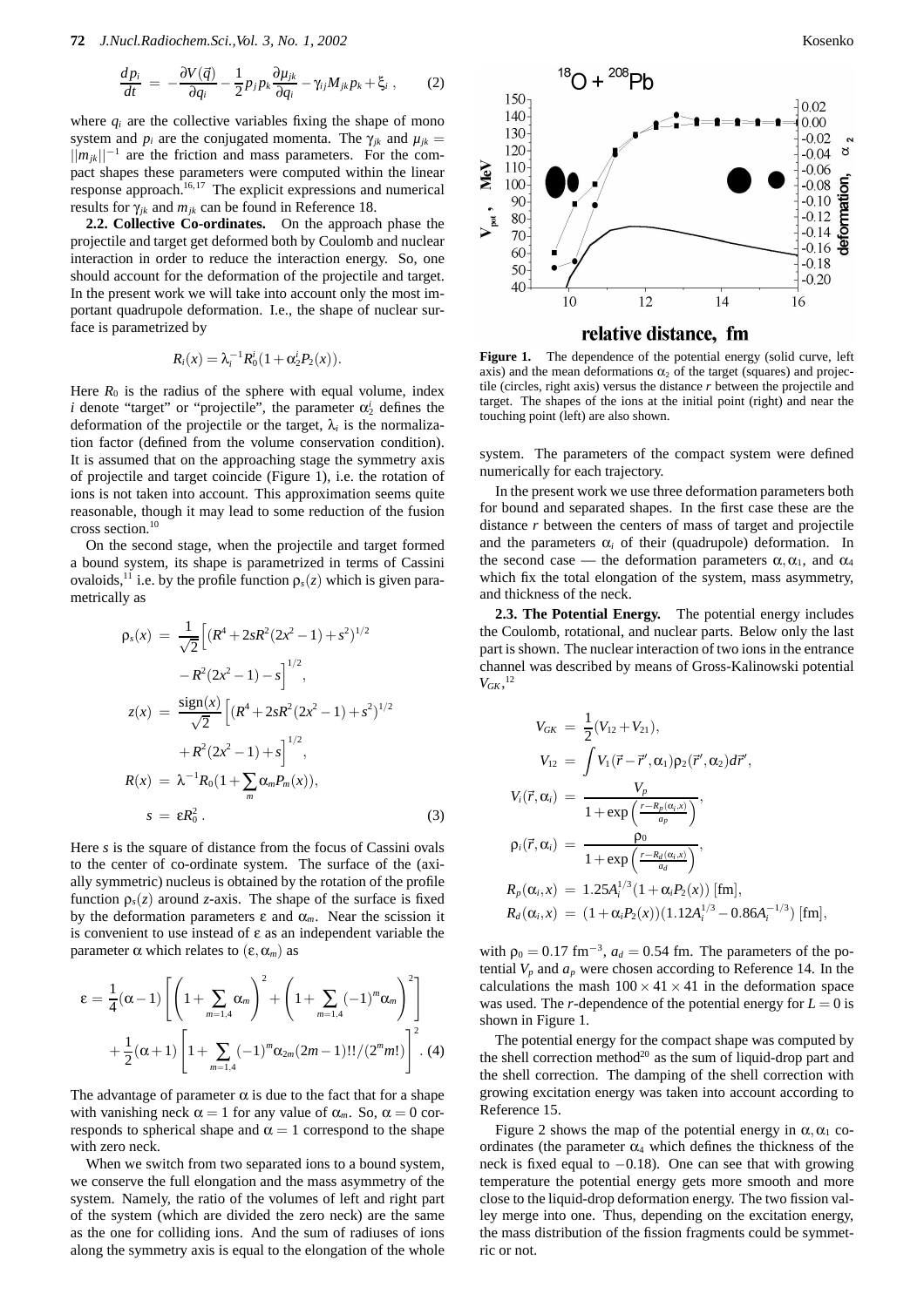$$\frac{dp_i}{dt} = -\frac{\partial V(\vec{q})}{\partial q_i} - \frac{1}{2} p_j p_k \frac{\partial \mu_{jk}}{\partial q_i} - \gamma_{ij} M_{jk} p_k + \xi_i \,, \qquad (2)$$

where $q_i$ are the collective variables fixing the shape of mono system and $p_i$ are the conjugated momenta. The $\gamma_{jk}$ and $\mu_{jk} = ||m_{jk}||^{-1}$ are the friction and mass parameters. For the compact shapes these parameters were computed within the linear response approach.[16,17] The explicit expressions and numerical results for $\gamma_{jk}$ and $m_{jk}$ can be found in Reference 18.

**2.2. Collective Co-ordinates.** On the approach phase the projectile and target get deformed both by Coulomb and nuclear interaction in order to reduce the interaction energy. So, one should account for the deformation of the projectile and target. In the present work we will take into account only the most important quadrupole deformation. I.e., the shape of nuclear surface is parametrized by

$$R_i(x) = \lambda_i^{-1} R_0^i (1 + \alpha_2^i P_2(x)).$$

Here $R_0$ is the radius of the sphere with equal volume, index $i$ denote "target" or "projectile", the parameter $\alpha_2^i$ defines the deformation of the projectile or the target, $\lambda_i$ is the normalization factor (defined from the volume conservation condition). It is assumed that on the approaching stage the symmetry axis of projectile and target coincide (Figure 1), i.e. the rotation of ions is not taken into account. This approximation seems quite reasonable, though it may lead to some reduction of the fusion cross section.[10]

On the second stage, when the projectile and target formed a bound system, its shape is parametrized in terms of Cassini ovaloids,[11] i.e. by the profile function $\rho_s(z)$ which is given parametrically as

$$\begin{aligned}
\rho_s(x) &= \frac{1}{\sqrt{2}} \Big[ (R^4 + 2sR^2(2x^2-1) + s^2)^{1/2} \\
&\quad - R^2(2x^2-1) - s \Big]^{1/2}, \\
z(x) &= \frac{\text{sign}(x)}{\sqrt{2}} \Big[ (R^4 + 2sR^2(2x^2-1) + s^2)^{1/2} \\
&\quad + R^2(2x^2-1) + s \Big]^{1/2}, \\
R(x) &= \lambda^{-1} R_0 (1 + \sum_m \alpha_m P_m(x)), \\
s &= \varepsilon R_0^2 \,. \qquad (3)
\end{aligned}$$

Here $s$ is the square of distance from the focus of Cassini ovals to the center of co-ordinate system. The surface of the (axially symmetric) nucleus is obtained by the rotation of the profile function $\rho_s(z)$ around $z$-axis. The shape of the surface is fixed by the deformation parameters $\varepsilon$ and $\alpha_m$. Near the scission it is convenient to use instead of $\varepsilon$ as an independent variable the parameter $\alpha$ which relates to $(\varepsilon, \alpha_m)$ as

$$\begin{aligned}
\varepsilon &= \frac{1}{4}(\alpha - 1) \left[ \left( 1 + \sum_{m=1,4} \alpha_m \right)^2 + \left( 1 + \sum_{m=1,4} (-1)^m \alpha_m \right)^2 \right] \\
&\quad + \frac{1}{2}(\alpha + 1) \left[ 1 + \sum_{m=1,4} (-1)^m \alpha_{2m} (2m-1)!!/(2^m m!) \right]^2 . \quad (4)
\end{aligned}$$

The advantage of parameter $\alpha$ is due to the fact that for a shape with vanishing neck $\alpha = 1$ for any value of $\alpha_m$. So, $\alpha = 0$ corresponds to spherical shape and $\alpha = 1$ correspond to the shape with zero neck.

When we switch from two separated ions to a bound system, we conserve the full elongation and the mass asymmetry of the system. Namely, the ratio of the volumes of left and right part of the system (which are divided the zero neck) are the same as the one for colliding ions. And the sum of radiuses of ions along the symmetry axis is equal to the elongation of the whole system. The parameters of the compact system were defined numerically for each trajectory.

**Figure 1.** The dependence of the potential energy (solid curve, left axis) and the mean deformations $\alpha_2$ of the target (squares) and projectile (circles, right axis) versus the distance $r$ between the projectile and target. The shapes of the ions at the initial point (right) and near the touching point (left) are also shown.

In the present work we use three deformation parameters both for bound and separated shapes. In the first case these are the distance $r$ between the centers of mass of target and projectile and the parameters $\alpha_i$ of their (quadrupole) deformation. In the second case — the deformation parameters $\alpha, \alpha_1$, and $\alpha_4$ which fix the total elongation of the system, mass asymmetry, and thickness of the neck.

**2.3. The Potential Energy.** The potential energy includes the Coulomb, rotational, and nuclear parts. Below only the last part is shown. The nuclear interaction of two ions in the entrance channel was described by means of Gross-Kalinowski potential $V_{GK}$,[12]

$$\begin{aligned}
V_{GK} &= \frac{1}{2}(V_{12} + V_{21}), \\
V_{12} &= \int V_1(\vec{r} - \vec{r}', \alpha_1) \rho_2(\vec{r}', \alpha_2) d\vec{r}', \\
V_i(\vec{r}, \alpha_i) &= \frac{V_p}{1 + \exp\left( \frac{r - R_p(\alpha_i, x)}{a_p} \right)}, \\
\rho_i(\vec{r}, \alpha_i) &= \frac{\rho_0}{1 + \exp\left( \frac{r - R_d(\alpha_i, x)}{a_d} \right)}, \\
R_p(\alpha_i, x) &= 1.25 A_i^{1/3} (1 + \alpha_i P_2(x)) \, [\text{fm}], \\
R_d(\alpha_i, x) &= (1 + \alpha_i P_2(x))(1.12 A_i^{1/3} - 0.86 A_i^{-1/3}) \, [\text{fm}],
\end{aligned}$$

with $\rho_0 = 0.17$ fm$^{-3}$, $a_d = 0.54$ fm. The parameters of the potential $V_p$ and $a_p$ were chosen according to Reference 14. In the calculations the mash $100 \times 41 \times 41$ in the deformation space was used. The $r$-dependence of the potential energy for $L = 0$ is shown in Figure 1.

The potential energy for the compact shape was computed by the shell correction method[20] as the sum of liquid-drop part and the shell correction. The damping of the shell correction with growing excitation energy was taken into account according to Reference 15.

Figure 2 shows the map of the potential energy in $\alpha, \alpha_1$ co-ordinates (the parameter $\alpha_4$ which defines the thickness of the neck is fixed equal to $-0.18$). One can see that with growing temperature the potential energy gets more smooth and more close to the liquid-drop deformation energy. The two fission valley merge into one. Thus, depending on the excitation energy, the mass distribution of the fission fragments could be symmetric or not.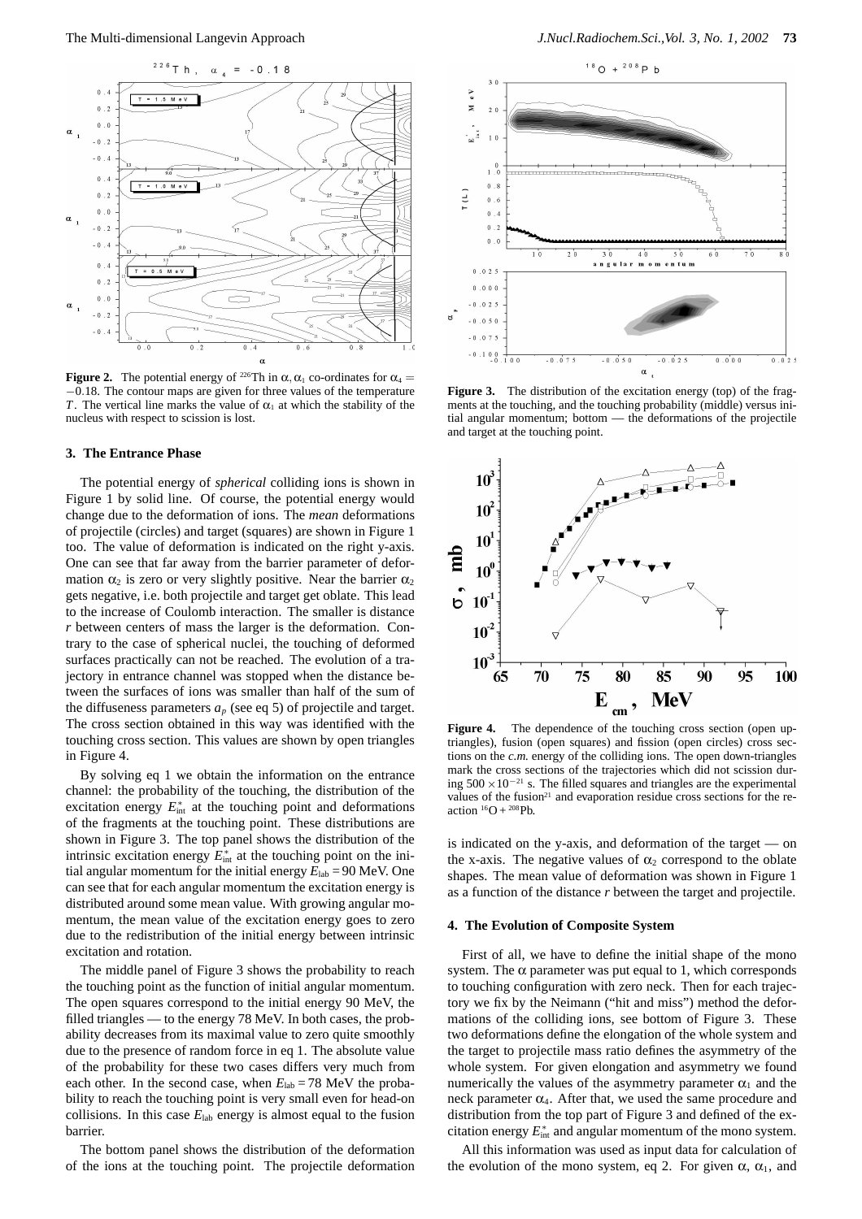**Figure 2.** The potential energy of $^{226}$Th in $\alpha, \alpha_1$ co-ordinates for $\alpha_4 = -0.18$. The contour maps are given for three values of the temperature $T$. The vertical line marks the value of $\alpha_1$ at which the stability of the nucleus with respect to scission is lost.

## 3. The Entrance Phase

The potential energy of *spherical* colliding ions is shown in Figure 1 by solid line. Of course, the potential energy would change due to the deformation of ions. The *mean* deformations of projectile (circles) and target (squares) are shown in Figure 1 too. The value of deformation is indicated on the right y-axis. One can see that far away from the barrier parameter of deformation $\alpha_2$ is zero or very slightly positive. Near the barrier $\alpha_2$ gets negative, i.e. both projectile and target get oblate. This lead to the increase of Coulomb interaction. The smaller is distance $r$ between centers of mass the larger is the deformation. Contrary to the case of spherical nuclei, the touching of deformed surfaces practically can not be reached. The evolution of a trajectory in entrance channel was stopped when the distance between the surfaces of ions was smaller than half of the sum of the diffuseness parameters $a_p$ (see eq 5) of projectile and target. The cross section obtained in this way was identified with the touching cross section. This values are shown by open triangles in Figure 4.

By solving eq 1 we obtain the information on the entrance channel: the probability of the touching, the distribution of the excitation energy $E^*_{\rm int}$ at the touching point and deformations of the fragments at the touching point. These distributions are shown in Figure 3. The top panel shows the distribution of the intrinsic excitation energy $E^*_{\rm int}$ at the touching point on the initial angular momentum for the initial energy $E_{\rm lab} = 90$ MeV. One can see that for each angular momentum the excitation energy is distributed around some mean value. With growing angular momentum, the mean value of the excitation energy goes to zero due to the redistribution of the initial energy between intrinsic excitation and rotation.

The middle panel of Figure 3 shows the probability to reach the touching point as the function of initial angular momentum. The open squares correspond to the initial energy 90 MeV, the filled triangles — to the energy 78 MeV. In both cases, the probability decreases from its maximal value to zero quite smoothly due to the presence of random force in eq 1. The absolute value of the probability for these two cases differs very much from each other. In the second case, when $E_{\rm lab} = 78$ MeV the probability to reach the touching point is very small even for head-on collisions. In this case $E_{\rm lab}$ energy is almost equal to the fusion barrier.

The bottom panel shows the distribution of the deformation of the ions at the touching point. The projectile deformation is indicated on the y-axis, and deformation of the target — on the x-axis. The negative values of $\alpha_2$ correspond to the oblate shapes. The mean value of deformation was shown in Figure 1 as a function of the distance $r$ between the target and projectile.

**Figure 3.** The distribution of the excitation energy (top) of the fragments at the touching, and the touching probability (middle) versus initial angular momentum; bottom — the deformations of the projectile and target at the touching point.

**Figure 4.** The dependence of the touching cross section (open uptriangles), fusion (open squares) and fission (open circles) cross sections on the *c.m.* energy of the colliding ions. The open down-triangles mark the cross sections of the trajectories which did not scission during $500 \times 10^{-21}$ s. The filled squares and triangles are the experimental values of the fusion[21] and evaporation residue cross sections for the reaction $^{16}$O + $^{208}$Pb.

## 4. The Evolution of Composite System

First of all, we have to define the initial shape of the mono system. The $\alpha$ parameter was put equal to 1, which corresponds to touching configuration with zero neck. Then for each trajectory we fix by the Neimann ("hit and miss") method the deformations of the colliding ions, see bottom of Figure 3. These two deformations define the elongation of the whole system and the target to projectile mass ratio defines the asymmetry of the whole system. For given elongation and asymmetry we found numerically the values of the asymmetry parameter $\alpha_1$ and the neck parameter $\alpha_4$. After that, we used the same procedure and distribution from the top part of Figure 3 and defined of the excitation energy $E^*_{\rm int}$ and angular momentum of the mono system.

All this information was used as input data for calculation of the evolution of the mono system, eq 2. For given $\alpha$, $\alpha_1$, and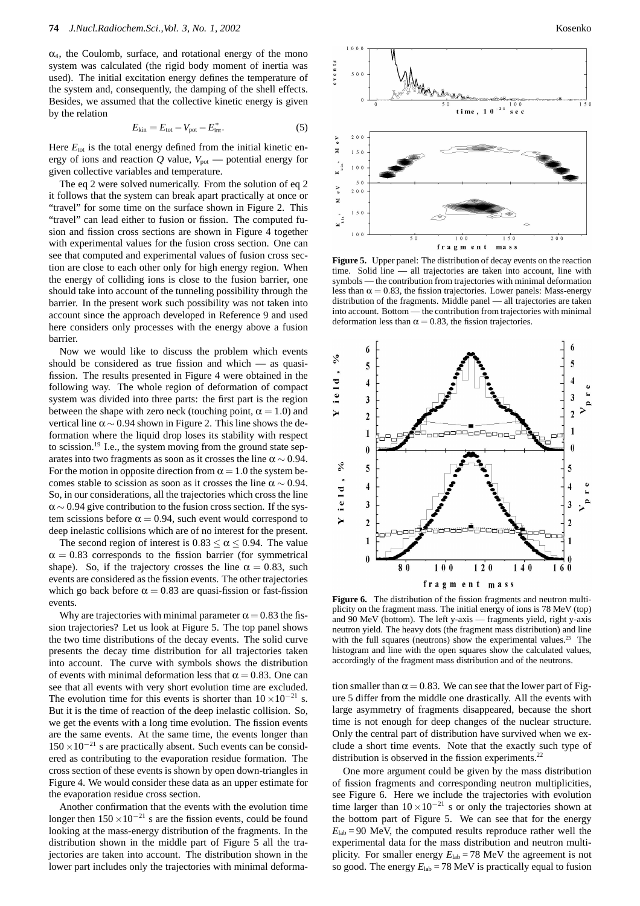$\alpha_4$, the Coulomb, surface, and rotational energy of the mono system was calculated (the rigid body moment of inertia was used). The initial excitation energy defines the temperature of the system and, consequently, the damping of the shell effects. Besides, we assumed that the collective kinetic energy is given by the relation

$$E_{\rm kin} = E_{\rm tot} - V_{\rm pot} - E^*_{\rm int}. \tag{5}$$

Here $E_{\rm tot}$ is the total energy defined from the initial kinetic energy of ions and reaction $Q$ value, $V_{\rm pot}$ — potential energy for given collective variables and temperature.

The eq 2 were solved numerically. From the solution of eq 2 it follows that the system can break apart practically at once or "travel" for some time on the surface shown in Figure 2. This "travel" can lead either to fusion or fission. The computed fusion and fission cross sections are shown in Figure 4 together with experimental values for the fusion cross section. One can see that computed and experimental values of fusion cross section are close to each other only for high energy region. When the energy of colliding ions is close to the fusion barrier, one should take into account of the tunneling possibility through the barrier. In the present work such possibility was not taken into account since the approach developed in Reference 9 and used here considers only processes with the energy above a fusion barrier.

Now we would like to discuss the problem which events should be considered as true fission and which — as quasi-fission. The results presented in Figure 4 were obtained in the following way. The whole region of deformation of compact system was divided into three parts: the first part is the region between the shape with zero neck (touching point, $\alpha = 1.0$) and vertical line $\alpha \sim 0.94$ shown in Figure 2. This line shows the deformation where the liquid drop loses its stability with respect to scission.[19] I.e., the system moving from the ground state separates into two fragments as soon as it crosses the line $\alpha \sim 0.94$. For the motion in opposite direction from $\alpha = 1.0$ the system becomes stable to scission as soon as it crosses the line $\alpha \sim 0.94$. So, in our considerations, all the trajectories which cross the line $\alpha \sim 0.94$ give contribution to the fusion cross section. If the system scissions before $\alpha = 0.94$, such event would correspond to deep inelastic collisions which are of no interest for the present.

The second region of interest is $0.83 \leq \alpha \leq 0.94$. The value $\alpha = 0.83$ corresponds to the fission barrier (for symmetrical shape). So, if the trajectory crosses the line $\alpha = 0.83$, such events are considered as the fission events. The other trajectories which go back before $\alpha = 0.83$ are quasi-fission or fast-fission events.

Why are trajectories with minimal parameter $\alpha = 0.83$ the fission trajectories? Let us look at Figure 5. The top panel shows the two time distributions of the decay events. The solid curve presents the decay time distribution for all trajectories taken into account. The curve with symbols shows the distribution of events with minimal deformation less that $\alpha = 0.83$. One can see that all events with very short evolution time are excluded. The evolution time for this events is shorter than $10 \times 10^{-21}$ s. But it is the time of reaction of the deep inelastic collision. So, we get the events with a long time evolution. The fission events are the same events. At the same time, the events longer than $150 \times 10^{-21}$ s are practically absent. Such events can be considered as contributing to the evaporation residue formation. The cross section of these events is shown by open down-triangles in Figure 4. We would consider these data as an upper estimate for the evaporation residue cross section.

Another confirmation that the events with the evolution time longer then $150 \times 10^{-21}$ s are the fission events, could be found looking at the mass-energy distribution of the fragments. In the distribution shown in the middle part of Figure 5 all the trajectories are taken into account. The distribution shown in the lower part includes only the trajectories with minimal deformation smaller than $\alpha = 0.83$. We can see that the lower part of Figure 5 differ from the middle one drastically. All the events with large asymmetry of fragments disappeared, because the short time is not enough for deep changes of the nuclear structure. Only the central part of distribution have survived when we exclude a short time events. Note that the exactly such type of distribution is observed in the fission experiments.[22]

One more argument could be given by the mass distribution of fission fragments and corresponding neutron multiplicities, see Figure 6. Here we include the trajectories with evolution time larger than $10 \times 10^{-21}$ s or only the trajectories shown at the bottom part of Figure 5. We can see that for the energy $E_{\rm lab} = 90$ MeV, the computed results reproduce rather well the experimental data for the mass distribution and neutron multiplicity. For smaller energy $E_{\rm lab} = 78$ MeV the agreement is not so good. The energy $E_{\rm lab} = 78$ MeV is practically equal to fusion

**Figure 5.** Upper panel: The distribution of decay events on the reaction time. Solid line — all trajectories are taken into account, line with symbols — the contribution from trajectories with minimal deformation less than $\alpha = 0.83$, the fission trajectories. Lower panels: Mass-energy distribution of the fragments. Middle panel — all trajectories are taken into account. Bottom — the contribution from trajectories with minimal deformation less than $\alpha = 0.83$, the fission trajectories.

**Figure 6.** The distribution of the fission fragments and neutron multiplicity on the fragment mass. The initial energy of ions is 78 MeV (top) and 90 MeV (bottom). The left y-axis — fragments yield, right y-axis neutron yield. The heavy dots (the fragment mass distribution) and line with the full squares (neutrons) show the experimental values.[23] The histogram and line with the open squares show the calculated values, accordingly of the fragment mass distribution and of the neutrons.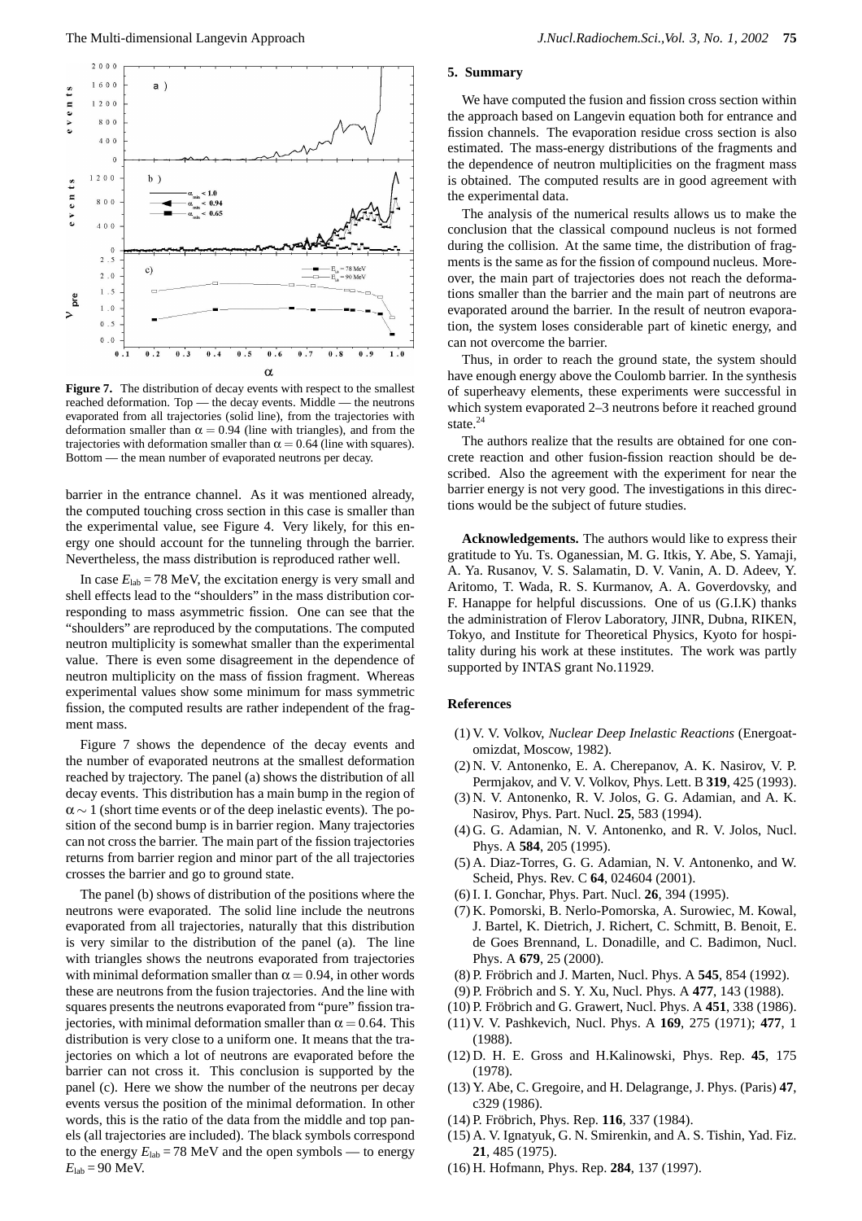**Figure 7.** The distribution of decay events with respect to the smallest reached deformation. Top — the decay events. Middle — the neutrons evaporated from all trajectories (solid line), from the trajectories with deformation smaller than $\alpha = 0.94$ (line with triangles), and from the trajectories with deformation smaller than $\alpha = 0.64$ (line with squares). Bottom — the mean number of evaporated neutrons per decay.

barrier in the entrance channel. As it was mentioned already, the computed touching cross section in this case is smaller than the experimental value, see Figure 4. Very likely, for this energy one should account for the tunneling through the barrier. Nevertheless, the mass distribution is reproduced rather well.

In case $E_{\text{lab}} = 78$ MeV, the excitation energy is very small and shell effects lead to the "shoulders" in the mass distribution corresponding to mass asymmetric fission. One can see that the "shoulders" are reproduced by the computations. The computed neutron multiplicity is somewhat smaller than the experimental value. There is even some disagreement in the dependence of neutron multiplicity on the mass of fission fragment. Whereas experimental values show some minimum for mass symmetric fission, the computed results are rather independent of the fragment mass.

Figure 7 shows the dependence of the decay events and the number of evaporated neutrons at the smallest deformation reached by trajectory. The panel (a) shows the distribution of all decay events. This distribution has a main bump in the region of $\alpha \sim 1$ (short time events or of the deep inelastic events). The position of the second bump is in barrier region. Many trajectories can not cross the barrier. The main part of the fission trajectories returns from barrier region and minor part of the all trajectories crosses the barrier and go to ground state.

The panel (b) shows of distribution of the positions where the neutrons were evaporated. The solid line include the neutrons evaporated from all trajectories, naturally that this distribution is very similar to the distribution of the panel (a). The line with triangles shows the neutrons evaporated from trajectories with minimal deformation smaller than $\alpha = 0.94$, in other words these are neutrons from the fusion trajectories. And the line with squares presents the neutrons evaporated from "pure" fission trajectories, with minimal deformation smaller than $\alpha = 0.64$. This distribution is very close to a uniform one. It means that the trajectories on which a lot of neutrons are evaporated before the barrier can not cross it. This conclusion is supported by the panel (c). Here we show the number of the neutrons per decay events versus the position of the minimal deformation. In other words, this is the ratio of the data from the middle and top panels (all trajectories are included). The black symbols correspond to the energy $E_{\text{lab}} = 78$ MeV and the open symbols — to energy $E_{\text{lab}} = 90$ MeV.

## 5. Summary

We have computed the fusion and fission cross section within the approach based on Langevin equation both for entrance and fission channels. The evaporation residue cross section is also estimated. The mass-energy distributions of the fragments and the dependence of neutron multiplicities on the fragment mass is obtained. The computed results are in good agreement with the experimental data.

The analysis of the numerical results allows us to make the conclusion that the classical compound nucleus is not formed during the collision. At the same time, the distribution of fragments is the same as for the fission of compound nucleus. Moreover, the main part of trajectories does not reach the deformations smaller than the barrier and the main part of neutrons are evaporated around the barrier. In the result of neutron evaporation, the system loses considerable part of kinetic energy, and can not overcome the barrier.

Thus, in order to reach the ground state, the system should have enough energy above the Coulomb barrier. In the synthesis of superheavy elements, these experiments were successful in which system evaporated 2–3 neutrons before it reached ground state.[24]

The authors realize that the results are obtained for one concrete reaction and other fusion-fission reaction should be described. Also the agreement with the experiment for near the barrier energy is not very good. The investigations in this directions would be the subject of future studies.

**Acknowledgements.** The authors would like to express their gratitude to Yu. Ts. Oganessian, M. G. Itkis, Y. Abe, S. Yamaji, A. Ya. Rusanov, V. S. Salamatin, D. V. Vanin, A. D. Adeev, Y. Aritomo, T. Wada, R. S. Kurmanov, A. A. Goverdovsky, and F. Hanappe for helpful discussions. One of us (G.I.K) thanks the administration of Flerov Laboratory, JINR, Dubna, RIKEN, Tokyo, and Institute for Theoretical Physics, Kyoto for hospitality during his work at these institutes. The work was partly supported by INTAS grant No.11929.

## References

(1) V. V. Volkov, *Nuclear Deep Inelastic Reactions* (Energoatomizdat, Moscow, 1982).

(2) N. V. Antonenko, E. A. Cherepanov, A. K. Nasirov, V. P. Permjakov, and V. V. Volkov, Phys. Lett. B **319**, 425 (1993).

(3) N. V. Antonenko, R. V. Jolos, G. G. Adamian, and A. K. Nasirov, Phys. Part. Nucl. **25**, 583 (1994).

(4) G. G. Adamian, N. V. Antonenko, and R. V. Jolos, Nucl. Phys. A **584**, 205 (1995).

(5) A. Diaz-Torres, G. G. Adamian, N. V. Antonenko, and W. Scheid, Phys. Rev. C **64**, 024604 (2001).

(6) I. I. Gonchar, Phys. Part. Nucl. **26**, 394 (1995).

(7) K. Pomorski, B. Nerlo-Pomorska, A. Surowiec, M. Kowal, J. Bartel, K. Dietrich, J. Richert, C. Schmitt, B. Benoit, E. de Goes Brennand, L. Donadille, and C. Badimon, Nucl. Phys. A **679**, 25 (2000).

(8) P. Fröbrich and J. Marten, Nucl. Phys. A **545**, 854 (1992).

(9) P. Fröbrich and S. Y. Xu, Nucl. Phys. A **477**, 143 (1988).

(10) P. Fröbrich and G. Grawert, Nucl. Phys. A **451**, 338 (1986).

(11) V. V. Pashkevich, Nucl. Phys. A **169**, 275 (1971); **477**, 1 (1988).

(12) D. H. E. Gross and H.Kalinowski, Phys. Rep. **45**, 175 (1978).

(13) Y. Abe, C. Gregoire, and H. Delagrange, J. Phys. (Paris) **47**, c329 (1986).

(14) P. Fröbrich, Phys. Rep. **116**, 337 (1984).

(15) A. V. Ignatyuk, G. N. Smirenkin, and A. S. Tishin, Yad. Fiz. **21**, 485 (1975).

(16) H. Hofmann, Phys. Rep. **284**, 137 (1997).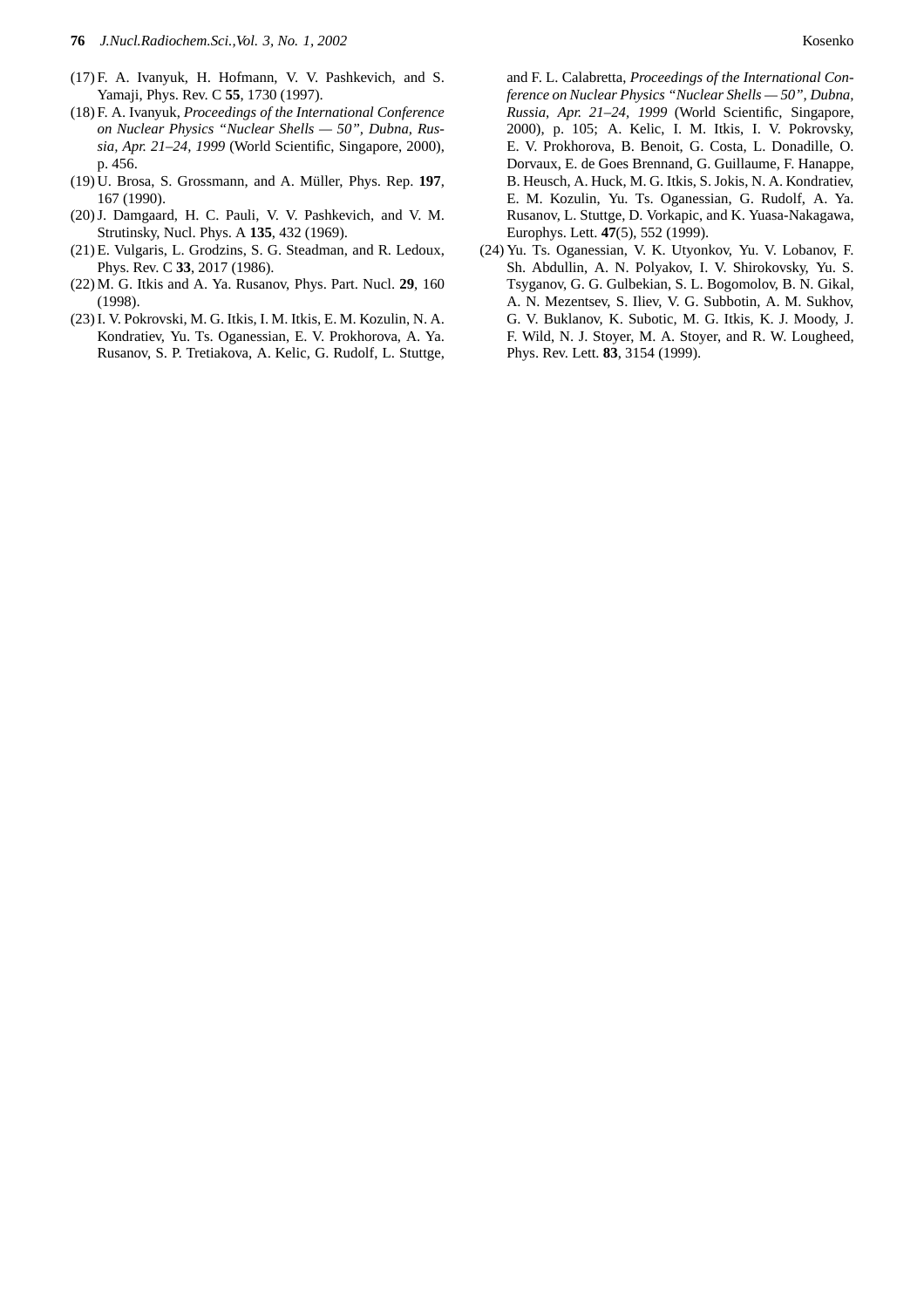(17) F. A. Ivanyuk, H. Hofmann, V. V. Pashkevich, and S. Yamaji, Phys. Rev. C **55**, 1730 (1997).

(18) F. A. Ivanyuk, *Proceedings of the International Conference on Nuclear Physics "Nuclear Shells — 50", Dubna, Russia, Apr. 21–24, 1999* (World Scientific, Singapore, 2000), p. 456.

(19) U. Brosa, S. Grossmann, and A. Müller, Phys. Rep. **197**, 167 (1990).

(20) J. Damgaard, H. C. Pauli, V. V. Pashkevich, and V. M. Strutinsky, Nucl. Phys. A **135**, 432 (1969).

(21) E. Vulgaris, L. Grodzins, S. G. Steadman, and R. Ledoux, Phys. Rev. C **33**, 2017 (1986).

(22) M. G. Itkis and A. Ya. Rusanov, Phys. Part. Nucl. **29**, 160 (1998).

(23) I. V. Pokrovski, M. G. Itkis, I. M. Itkis, E. M. Kozulin, N. A. Kondratiev, Yu. Ts. Oganessian, E. V. Prokhorova, A. Ya. Rusanov, S. P. Tretiakova, A. Kelic, G. Rudolf, L. Stuttge, and F. L. Calabretta, *Proceedings of the International Conference on Nuclear Physics "Nuclear Shells — 50", Dubna, Russia, Apr. 21–24, 1999* (World Scientific, Singapore, 2000), p. 105; A. Kelic, I. M. Itkis, I. V. Pokrovsky, E. V. Prokhorova, B. Benoit, G. Costa, L. Donadille, O. Dorvaux, E. de Goes Brennand, G. Guillaume, F. Hanappe, B. Heusch, A. Huck, M. G. Itkis, S. Jokis, N. A. Kondratiev, E. M. Kozulin, Yu. Ts. Oganessian, G. Rudolf, A. Ya. Rusanov, L. Stuttge, D. Vorkapic, and K. Yuasa-Nakagawa, Europhys. Lett. **47**(5), 552 (1999).

(24) Yu. Ts. Oganessian, V. K. Utyonkov, Yu. V. Lobanov, F. Sh. Abdullin, A. N. Polyakov, I. V. Shirokovsky, Yu. S. Tsyganov, G. G. Gulbekian, S. L. Bogomolov, B. N. Gikal, A. N. Mezentsev, S. Iliev, V. G. Subbotin, A. M. Sukhov, G. V. Buklanov, K. Subotic, M. G. Itkis, K. J. Moody, J. F. Wild, N. J. Stoyer, M. A. Stoyer, and R. W. Lougheed, Phys. Rev. Lett. **83**, 3154 (1999).